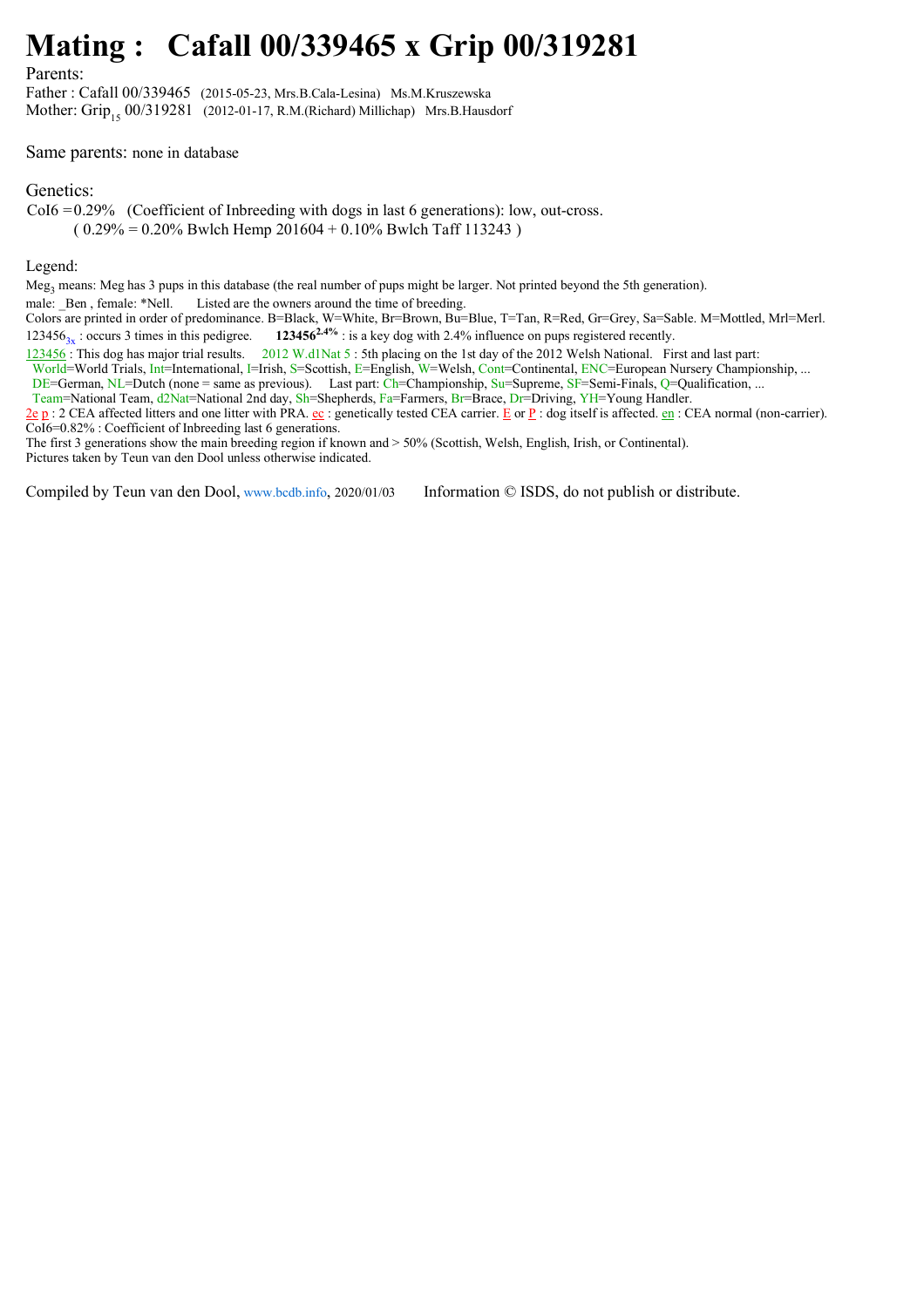# Mating : Cafall 00/339465 x Grip 00/319281

Parents:

Father : Cafall 00/339465 (2015-05-23, Mrs.B.Cala-Lesina) Ms.M.Kruszewska

Mother: Grip$_{15}$ 00/319281 (2012-01-17, R.M.(Richard) Millichap) Mrs.B.Hausdorf

Same parents: none in database

Genetics:

CoI6 = 0.29% (Coefficient of Inbreeding with dogs in last 6 generations): low, out-cross.

( 0.29% = 0.20% Bwlch Hemp 201604 + 0.10% Bwlch Taff 113243 )

Legend:

Meg$_3$ means: Meg has 3 pups in this database (the real number of pups might be larger. Not printed beyond the 5th generation).

male: _Ben , female: *Nell. Listed are the owners around the time of breeding.

Colors are printed in order of predominance. B=Black, W=White, Br=Brown, Bu=Blue, T=Tan, R=Red, Gr=Grey, Sa=Sable. M=Mottled, Mrl=Merl.

123456$_{3x}$ : occurs 3 times in this pedigree. **123456**$^{2.4\%}$ : is a key dog with 2.4% influence on pups registered recently.

123456 : This dog has major trial results. 2012 W.d1Nat 5 : 5th placing on the 1st day of the 2012 Welsh National. First and last part:
World=World Trials, Int=International, I=Irish, S=Scottish, E=English, W=Welsh, Cont=Continental, ENC=European Nursery Championship, ...
DE=German, NL=Dutch (none = same as previous). Last part: Ch=Championship, Su=Supreme, SF=Semi-Finals, Q=Qualification, ...
Team=National Team, d2Nat=National 2nd day, Sh=Shepherds, Fa=Farmers, Br=Brace, Dr=Driving, YH=Young Handler.

2e p : 2 CEA affected litters and one litter with PRA. ec : genetically tested CEA carrier. E or P : dog itself is affected. en : CEA normal (non-carrier).

CoI6=0.82% : Coefficient of Inbreeding last 6 generations.

The first 3 generations show the main breeding region if known and > 50% (Scottish, Welsh, English, Irish, or Continental).

Pictures taken by Teun van den Dool unless otherwise indicated.

Compiled by Teun van den Dool, www.bcdb.info, 2020/01/03 Information © ISDS, do not publish or distribute.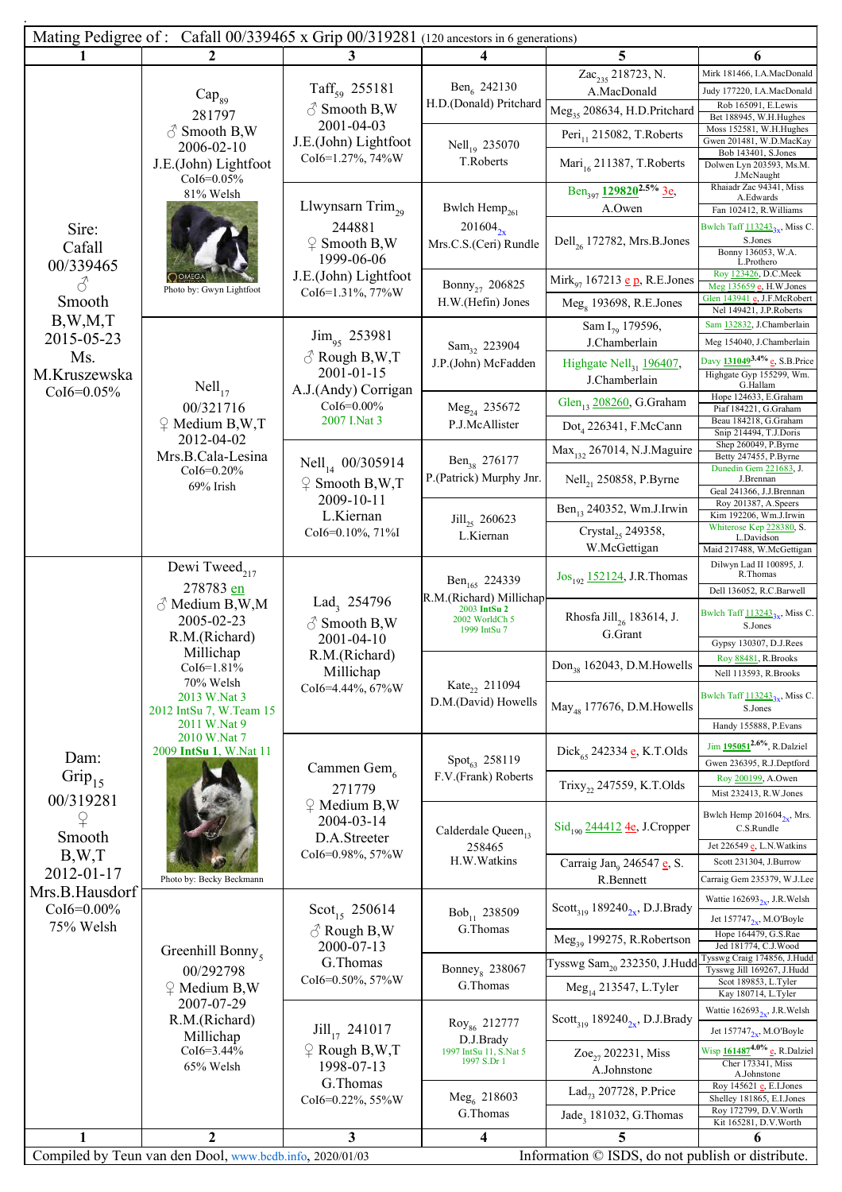# Mating Pedigree of : Cafall 00/339465 x Grip 00/319281 (120 ancestors in 6 generations)

| 1 | 2 | 3 | 4 | 5 | 6 |
|---|---|---|---|---|---|
| Sire: Cafall 00/339465 ♂ Smooth B,W,M,T 2015-05-23 Ms. M.Kruszewska CoI6=0.05% | Cap$_{89}$ 281797 ♂ Smooth B,W 2006-02-10 J.E.(John) Lightfoot CoI6=0.05% 81% Welsh (Photo by: Gwyn Lightfoot) | Taff$_{59}$ 255181 ♂ Smooth B,W 2001-04-03 J.E.(John) Lightfoot CoI6=1.27%, 74%W | Ben$_{6}$ 242130 H.D.(Donald) Pritchard | Zac$_{235}$ 218723, N. A.MacDonald | Mirk 181466, I.A.MacDonald |
| | | | | | Judy 177220, I.A.MacDonald |
| | | | | Meg$_{35}$ 208634, H.D.Pritchard | Rob 165091, E.Lewis |
| | | | | | Bet 188945, W.H.Hughes |
| | | | Nell$_{19}$ 235070 T.Roberts | Peri$_{11}$ 215082, T.Roberts | Moss 152581, W.H.Hughes |
| | | | | | Gwen 201481, W.D.MacKay |
| | | | | Mari$_{16}$ 211387, T.Roberts | Bob 143401, S.Jones |
| | | | | | Dolwen Lyn 203593, Ms.M. J.McNaught |
| | | Llwynsarn Trim$_{29}$ 244881 ♀ Smooth B,W 1999-06-06 J.E.(John) Lightfoot CoI6=1.31%, 77%W | Bwlch Hemp$_{261}$ 201604$_{2x}$ Mrs.C.S.(Ceri) Rundle | Ben$_{397}$ 129820 2.5% 3e, A.Owen | Rhaiadr Zac 94341, Miss A.Edwards |
| | | | | | Fan 102412, R.Williams |
| | | | | Dell$_{26}$ 172782, Mrs.B.Jones | Bwlch Taff 113243$_{3x}$, Miss C. S.Jones |
| | | | | | Bonny 136053, W.A. L.Prothero |
| | | | Bonny$_{27}$ 206825 H.W.(Hefin) Jones | Mirk$_{97}$ 167213 e p, R.E.Jones | Roy 123426, D.C.Meek |
| | | | | | Meg 135659 e, H.W.Jones |
| | | | | Meg$_{8}$ 193698, R.E.Jones | Glen 143941 e, J.F.McRobert |
| | | | | | Nel 149421, J.P.Roberts |
| | Nell$_{17}$ 00/321716 ♀ Medium B,W,T 2012-04-02 Mrs.B.Cala-Lesina CoI6=0.20% 69% Irish | Jim$_{95}$ 253981 ♂ Rough B,W,T 2001-01-15 A.J.(Andy) Corrigan CoI6=0.00% 2007 I.Nat 3 | Sam$_{32}$ 223904 J.P.(John) McFadden | Sam I$_{79}$ 179596, J.Chamberlain | Sam 132832, J.Chamberlain |
| | | | | | Meg 154040, J.Chamberlain |
| | | | | Highgate Nell$_{31}$ 196407, J.Chamberlain | Davy 131049 3.4% e, S.B.Price |
| | | | | | Highgate Gyp 155299, Wm. G.Hallam |
| | | | Meg$_{24}$ 235672 P.J.McAllister | Glen$_{13}$ 208260, G.Graham | Hope 124633, E.Graham |
| | | | | | Piaf 184221, G.Graham |
| | | | | Dot$_{4}$ 226341, F.McCann | Beau 184218, G.Graham |
| | | | | | Snip 214494, T.J.Doris |
| | | Nell$_{14}$ 00/305914 ♀ Smooth B,W,T 2009-10-11 L.Kiernan CoI6=0.10%, 71%I | Ben$_{38}$ 276177 P.(Patrick) Murphy Jnr. | Max$_{132}$ 267014, N.J.Maguire | Shep 260049, P.Byrne |
| | | | | | Betty 247455, P.Byrne |
| | | | | Nell$_{21}$ 250858, P.Byrne | Dunedin Gem 221683, J. J.Brennan |
| | | | | | Geal 241366, J.J.Brennan |
| | | | Jill$_{25}$ 260623 L.Kiernan | Ben$_{13}$ 240352, Wm.J.Irwin | Roy 201387, A.Speers |
| | | | | | Kim 192206, Wm.J.Irwin |
| | | | | Crystal$_{25}$ 249358, W.McGettigan | Whiterose Kep 228380, S. L.Davidson |
| | | | | | Maid 217488, W.McGettigan |
| Dam: Grip$_{15}$ 00/319281 ♀ Smooth B,W,T 2012-01-17 Mrs.B.Hausdorf CoI6=0.00% 75% Welsh | Dewi Tweed$_{217}$ 278783 en ♂ Medium B,W,M 2005-02-23 R.M.(Richard) Millichap CoI6=1.81% 70% Welsh 2013 W.Nat 3 2012 IntSu 7, W.Team 15 2011 W.Nat 9 2010 W.Nat 7 2009 IntSu 1, W.Nat 11 (Photo by: Becky Beckmann) | Lad$_{3}$ 254796 ♂ Smooth B,W 2001-04-10 R.M.(Richard) Millichap CoI6=4.44%, 67%W | Ben$_{165}$ 224339 R.M.(Richard) Millichap 2003 IntSu 2 2002 WorldCh 5 1999 IntSu 7 | Jos$_{192}$ 152124, J.R.Thomas | Dilwyn Lad II 100895, J. R.Thomas |
| | | | | | Dell 136052, R.C.Barwell |
| | | | | Rhosfa Jill$_{26}$ 183614, J. G.Grant | Bwlch Taff 113243$_{3x}$, Miss C. S.Jones |
| | | | | | Gypsy 130307, D.J.Rees |
| | | | Kate$_{22}$ 211094 D.M.(David) Howells | Don$_{38}$ 162043, D.M.Howells | Roy 88481, R.Brooks |
| | | | | | Nell 113593, R.Brooks |
| | | | | May$_{48}$ 177676, D.M.Howells | Bwlch Taff 113243$_{3x}$, Miss C. S.Jones |
| | | | | | Handy 155888, P.Evans |
| | | Cammen Gem$_{6}$ 271779 ♀ Medium B,W 2004-03-14 D.A.Streeter CoI6=0.98%, 57%W | Spot$_{63}$ 258119 F.V.(Frank) Roberts | Dick$_{65}$ 242334 e, K.T.Olds | Jim 195051 2.6%, R.Dalziel |
| | | | | | Gwen 236395, R.J.Deptford |
| | | | | Trixy$_{22}$ 247559, K.T.Olds | Roy 200199, A.Owen |
| | | | | | Mist 232413, R.W.Jones |
| | | | Calderdale Queen$_{13}$ 258465 H.W.Watkins | Sid$_{190}$ 244412 4e, J.Cropper | Bwlch Hemp 201604$_{2x}$, Mrs. C.S.Rundle |
| | | | | | Jet 226549 e, L.N.Watkins |
| | | | | Carraig Jan$_{9}$ 246547 e, S. R.Bennett | Scott 231304, J.Burrow |
| | | | | | Carraig Gem 235379, W.J.Lee |
| | Greenhill Bonny$_{5}$ 00/292798 ♀ Medium B,W 2007-07-29 R.M.(Richard) Millichap CoI6=3.44% 65% Welsh | Scot$_{15}$ 250614 ♂ Rough B,W 2000-07-13 G.Thomas CoI6=0.50%, 57%W | Bob$_{11}$ 238509 G.Thomas | Scott$_{319}$ 189240$_{2x}$, D.J.Brady | Wattie 162693$_{2x}$, J.R.Welsh |
| | | | | | Jet 157747$_{2x}$, M.O'Boyle |
| | | | | Meg$_{39}$ 199275, R.Robertson | Hope 164479, G.S.Rae |
| | | | | | Jed 181774, C.J.Wood |
| | | | Bonney$_{8}$ 238067 G.Thomas | Tysswg Sam$_{20}$ 232350, J.Hudd | Tysswg Craig 174856, J.Hudd |
| | | | | | Tysswg Jill 169267, J.Hudd |
| | | | | Meg$_{14}$ 213547, L.Tyler | Scot 189853, L.Tyler |
| | | | | | Kay 180714, L.Tyler |
| | | Jill$_{17}$ 241017 ♀ Rough B,W,T 1998-07-13 G.Thomas CoI6=0.22%, 55%W | Roy$_{86}$ 212777 D.J.Brady 1997 IntSu 11, S.Nat 5 1997 S.Dr 1 | Scott$_{319}$ 189240$_{2x}$, D.J.Brady | Wattie 162693$_{2x}$, J.R.Welsh |
| | | | | | Jet 157747$_{2x}$, M.O'Boyle |
| | | | | Zoe$_{27}$ 202231, Miss A.Johnstone | Wisp 161487 4.0% e, R.Dalziel |
| | | | | | Cher 173341, Miss A.Johnstone |
| | | | Meg$_{6}$ 218603 G.Thomas | Lad$_{73}$ 207728, P.Price | Roy 145621 e, E.I.Jones |
| | | | | | Shelley 181865, E.I.Jones |
| | | | | Jade$_{3}$ 181032, G.Thomas | Roy 172799, D.V.Worth |
| | | | | | Kit 165281, D.V.Worth |

Compiled by Teun van den Dool, www.bcdb.info, 2020/01/03 — Information © ISDS, do not publish or distribute.